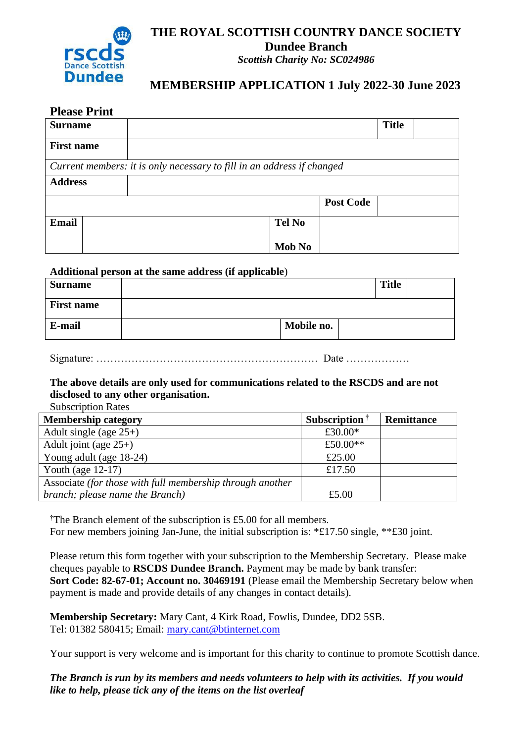# THE ROYAL SCOTTISH COUNTRY DANCE SOCIETY

## Dundee Branch

*Scottish Charity No: SC024986*

## MEMBERSHIP APPLICATION 1 July 2022-30 June 2023

**Please Print**

| **Surname** | | | **Title** | |
|---|---|---|---|---|
| **First name** | | | | |
| *Current members: it is only necessary to fill in an address if changed* | | | | |
| **Address** | | | | |
| | | **Post Code** | | |
| **Email** | | **Tel No** / **Mob No** | | |

**Additional person at the same address (if applicable**)

| **Surname** | | | **Title** | |
|---|---|---|---|---|
| **First name** | | | | |
| **E-mail** | | **Mobile no.** | | |

Signature: ……………………………………………………… Date ………………

**The above details are only used for communications related to the RSCDS and are not disclosed to any other organisation.**

Subscription Rates

| Membership category | Subscription † | Remittance |
|---|---|---|
| Adult single (age 25+) | £30.00* | |
| Adult joint (age 25+) | £50.00** | |
| Young adult (age 18-24) | £25.00 | |
| Youth (age 12-17) | £17.50 | |
| Associate *(for those with full membership through another branch; please name the Branch)* | £5.00 | |

†The Branch element of the subscription is £5.00 for all members.
For new members joining Jan-June, the initial subscription is: *£17.50 single, **£30 joint.

Please return this form together with your subscription to the Membership Secretary. Please make cheques payable to **RSCDS Dundee Branch.** Payment may be made by bank transfer:
**Sort Code: 82-67-01; Account no. 30469191** (Please email the Membership Secretary below when payment is made and provide details of any changes in contact details).

**Membership Secretary:** Mary Cant, 4 Kirk Road, Fowlis, Dundee, DD2 5SB.
Tel: 01382 580415; Email: mary.cant@btinternet.com

Your support is very welcome and is important for this charity to continue to promote Scottish dance.

***The Branch is run by its members and needs volunteers to help with its activities. If you would like to help, please tick any of the items on the list overleaf***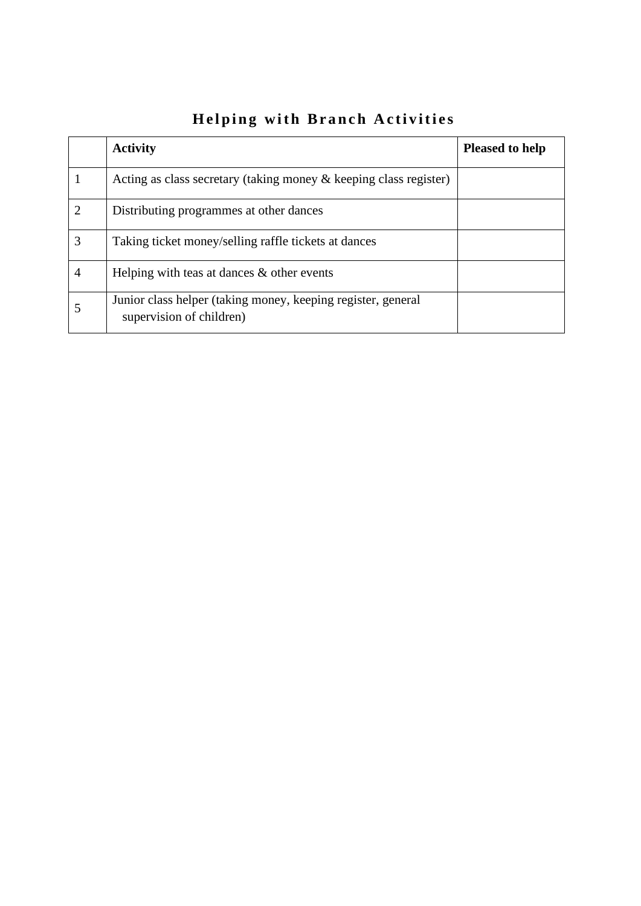# Helping with Branch Activities

| | Activity | Pleased to help |
|---|---|---|
| 1 | Acting as class secretary (taking money & keeping class register) | |
| 2 | Distributing programmes at other dances | |
| 3 | Taking ticket money/selling raffle tickets at dances | |
| 4 | Helping with teas at dances & other events | |
| 5 | Junior class helper (taking money, keeping register, general supervision of children) | |